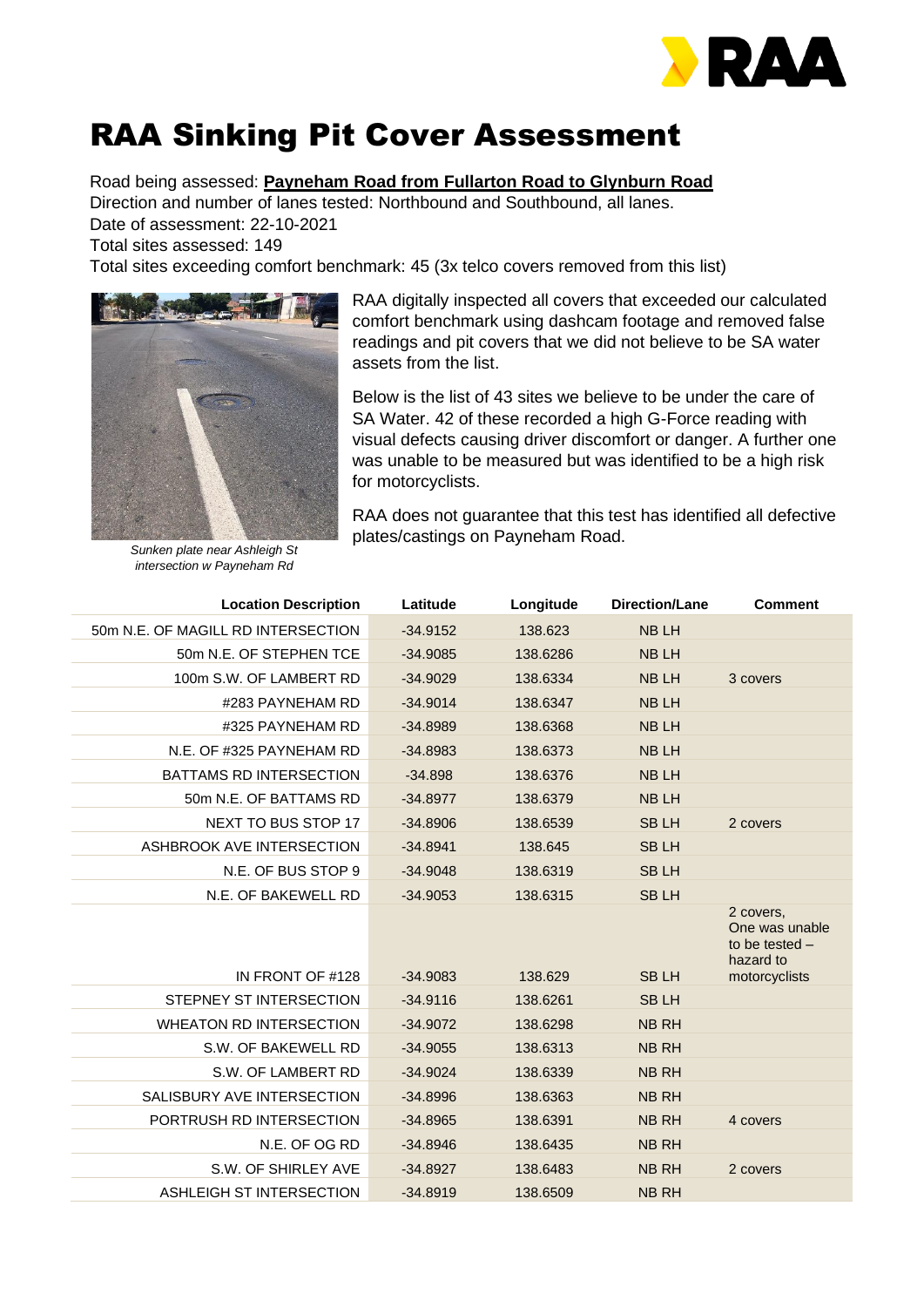# RAA Sinking Pit Cover Assessment

Road being assessed: **Payneham Road from Fullarton Road to Glynburn Road**
Direction and number of lanes tested: Northbound and Southbound, all lanes.
Date of assessment: 22-10-2021
Total sites assessed: 149
Total sites exceeding comfort benchmark: 45 (3x telco covers removed from this list)

*Sunken plate near Ashleigh St intersection w Payneham Rd*

RAA digitally inspected all covers that exceeded our calculated comfort benchmark using dashcam footage and removed false readings and pit covers that we did not believe to be SA water assets from the list.

Below is the list of 43 sites we believe to be under the care of SA Water. 42 of these recorded a high G-Force reading with visual defects causing driver discomfort or danger. A further one was unable to be measured but was identified to be a high risk for motorcyclists.

RAA does not guarantee that this test has identified all defective plates/castings on Payneham Road.

| Location Description | Latitude | Longitude | Direction/Lane | Comment |
|---|---|---|---|---|
| 50m N.E. OF MAGILL RD INTERSECTION | -34.9152 | 138.623 | NB LH | |
| 50m N.E. OF STEPHEN TCE | -34.9085 | 138.6286 | NB LH | |
| 100m S.W. OF LAMBERT RD | -34.9029 | 138.6334 | NB LH | 3 covers |
| #283 PAYNEHAM RD | -34.9014 | 138.6347 | NB LH | |
| #325 PAYNEHAM RD | -34.8989 | 138.6368 | NB LH | |
| N.E. OF #325 PAYNEHAM RD | -34.8983 | 138.6373 | NB LH | |
| BATTAMS RD INTERSECTION | -34.898 | 138.6376 | NB LH | |
| 50m N.E. OF BATTAMS RD | -34.8977 | 138.6379 | NB LH | |
| NEXT TO BUS STOP 17 | -34.8906 | 138.6539 | SB LH | 2 covers |
| ASHBROOK AVE INTERSECTION | -34.8941 | 138.645 | SB LH | |
| N.E. OF BUS STOP 9 | -34.9048 | 138.6319 | SB LH | |
| N.E. OF BAKEWELL RD | -34.9053 | 138.6315 | SB LH | |
| IN FRONT OF #128 | -34.9083 | 138.629 | SB LH | 2 covers, One was unable to be tested – hazard to motorcyclists |
| STEPNEY ST INTERSECTION | -34.9116 | 138.6261 | SB LH | |
| WHEATON RD INTERSECTION | -34.9072 | 138.6298 | NB RH | |
| S.W. OF BAKEWELL RD | -34.9055 | 138.6313 | NB RH | |
| S.W. OF LAMBERT RD | -34.9024 | 138.6339 | NB RH | |
| SALISBURY AVE INTERSECTION | -34.8996 | 138.6363 | NB RH | |
| PORTRUSH RD INTERSECTION | -34.8965 | 138.6391 | NB RH | 4 covers |
| N.E. OF OG RD | -34.8946 | 138.6435 | NB RH | |
| S.W. OF SHIRLEY AVE | -34.8927 | 138.6483 | NB RH | 2 covers |
| ASHLEIGH ST INTERSECTION | -34.8919 | 138.6509 | NB RH | |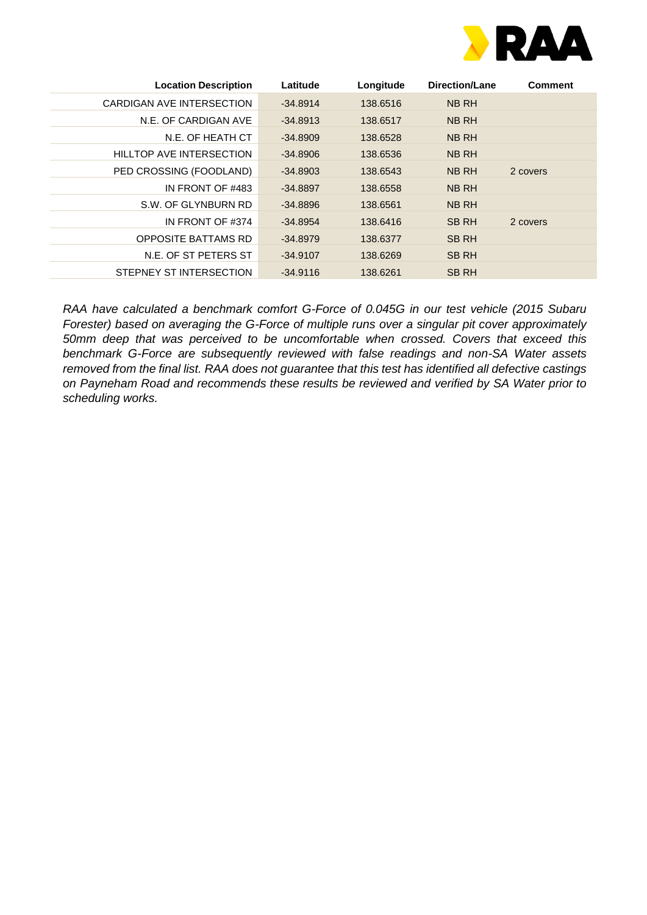| Location Description | Latitude | Longitude | Direction/Lane | Comment |
|---|---|---|---|---|
| CARDIGAN AVE INTERSECTION | -34.8914 | 138.6516 | NB RH | |
| N.E. OF CARDIGAN AVE | -34.8913 | 138.6517 | NB RH | |
| N.E. OF HEATH CT | -34.8909 | 138.6528 | NB RH | |
| HILLTOP AVE INTERSECTION | -34.8906 | 138.6536 | NB RH | |
| PED CROSSING (FOODLAND) | -34.8903 | 138.6543 | NB RH | 2 covers |
| IN FRONT OF #483 | -34.8897 | 138.6558 | NB RH | |
| S.W. OF GLYNBURN RD | -34.8896 | 138.6561 | NB RH | |
| IN FRONT OF #374 | -34.8954 | 138.6416 | SB RH | 2 covers |
| OPPOSITE BATTAMS RD | -34.8979 | 138.6377 | SB RH | |
| N.E. OF ST PETERS ST | -34.9107 | 138.6269 | SB RH | |
| STEPNEY ST INTERSECTION | -34.9116 | 138.6261 | SB RH | |

*RAA have calculated a benchmark comfort G-Force of 0.045G in our test vehicle (2015 Subaru Forester) based on averaging the G-Force of multiple runs over a singular pit cover approximately 50mm deep that was perceived to be uncomfortable when crossed. Covers that exceed this benchmark G-Force are subsequently reviewed with false readings and non-SA Water assets removed from the final list. RAA does not guarantee that this test has identified all defective castings on Payneham Road and recommends these results be reviewed and verified by SA Water prior to scheduling works.*